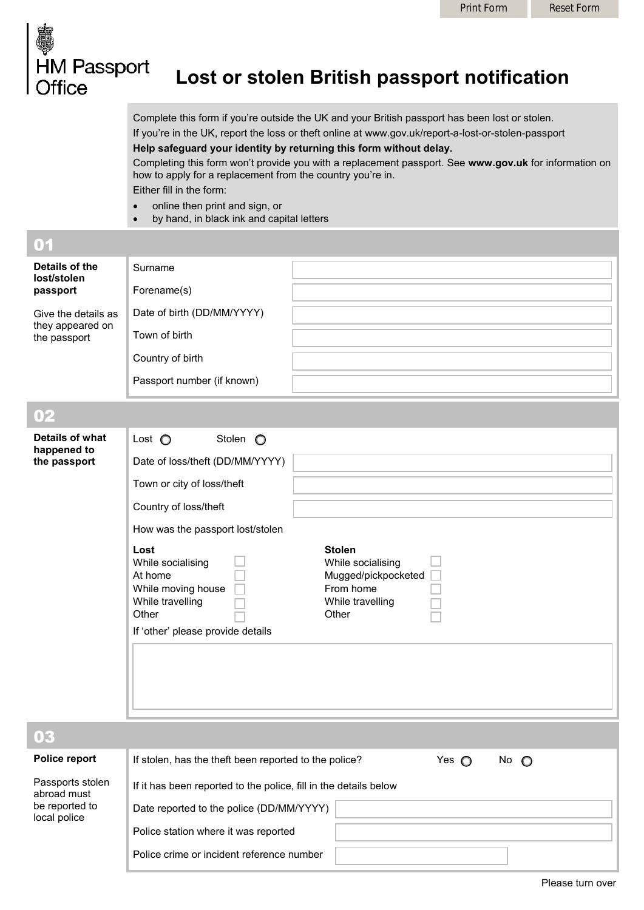Print Form Reset Form

HM Passport Office

# Lost or stolen British passport notification

Complete this form if you're outside the UK and your British passport has been lost or stolen.

If you're in the UK, report the loss or theft online at www.gov.uk/report-a-lost-or-stolen-passport

**Help safeguard your identity by returning this form without delay.**

Completing this form won't provide you with a replacement passport. See **www.gov.uk** for information on how to apply for a replacement from the country you're in.

Either fill in the form:

- online then print and sign, or
- by hand, in black ink and capital letters

## 01

**Details of the lost/stolen passport**

Give the details as they appeared on the passport

| | |
|---|---|
| Surname | |
| Forename(s) | |
| Date of birth (DD/MM/YYYY) | |
| Town of birth | |
| Country of birth | |
| Passport number (if known) | |

## 02

**Details of what happened to the passport**

Lost ○ Stolen ○

| | |
|---|---|
| Date of loss/theft (DD/MM/YYYY) | |
| Town or city of loss/theft | |
| Country of loss/theft | |

How was the passport lost/stolen

| Lost | | Stolen | |
|---|---|---|---|
| While socialising | ☐ | While socialising | ☐ |
| At home | ☐ | Mugged/pickpocketed | ☐ |
| While moving house | ☐ | From home | ☐ |
| While travelling | ☐ | While travelling | ☐ |
| Other | ☐ | Other | ☐ |

If 'other' please provide details

## 03

**Police report**

Passports stolen abroad must be reported to local police

If stolen, has the theft been reported to the police? Yes ○ No ○

If it has been reported to the police, fill in the details below

| | |
|---|---|
| Date reported to the police (DD/MM/YYYY) | |
| Police station where it was reported | |
| Police crime or incident reference number | |

Please turn over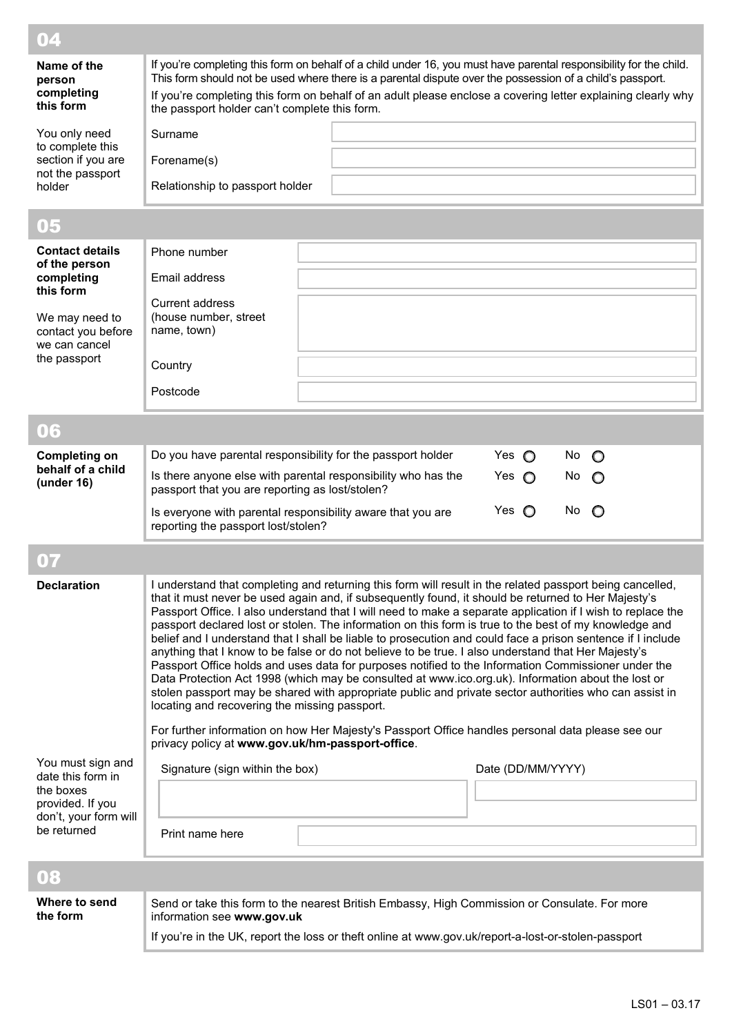## 04

**Name of the person completing this form**

You only need to complete this section if you are not the passport holder

If you're completing this form on behalf of a child under 16, you must have parental responsibility for the child. This form should not be used where there is a parental dispute over the possession of a child's passport.

If you're completing this form on behalf of an adult please enclose a covering letter explaining clearly why the passport holder can't complete this form.

| | |
|---|---|
| Surname | |
| Forename(s) | |
| Relationship to passport holder | |

## 05

**Contact details of the person completing this form**

We may need to contact you before we can cancel the passport

| | |
|---|---|
| Phone number | |
| Email address | |
| Current address (house number, street name, town) | |
| Country | |
| Postcode | |

## 06

**Completing on behalf of a child (under 16)**

| | | |
|---|---|---|
| Do you have parental responsibility for the passport holder | Yes ○ | No ○ |
| Is there anyone else with parental responsibility who has the passport that you are reporting as lost/stolen? | Yes ○ | No ○ |
| Is everyone with parental responsibility aware that you are reporting the passport lost/stolen? | Yes ○ | No ○ |

## 07

**Declaration**

I understand that completing and returning this form will result in the related passport being cancelled, that it must never be used again and, if subsequently found, it should be returned to Her Majesty's Passport Office. I also understand that I will need to make a separate application if I wish to replace the passport declared lost or stolen. The information on this form is true to the best of my knowledge and belief and I understand that I shall be liable to prosecution and could face a prison sentence if I include anything that I know to be false or do not believe to be true. I also understand that Her Majesty's Passport Office holds and uses data for purposes notified to the Information Commissioner under the Data Protection Act 1998 (which may be consulted at www.ico.org.uk). Information about the lost or stolen passport may be shared with appropriate public and private sector authorities who can assist in locating and recovering the missing passport.

For further information on how Her Majesty's Passport Office handles personal data please see our privacy policy at **www.gov.uk/hm-passport-office**.

You must sign and date this form in the boxes provided. If you don't, your form will be returned

| | |
|---|---|
| Signature (sign within the box) | Date (DD/MM/YYYY) |
| | |
| Print name here | |

## 08

**Where to send the form**

Send or take this form to the nearest British Embassy, High Commission or Consulate. For more information see **www.gov.uk**

If you're in the UK, report the loss or theft online at www.gov.uk/report-a-lost-or-stolen-passport

LS01 – 03.17